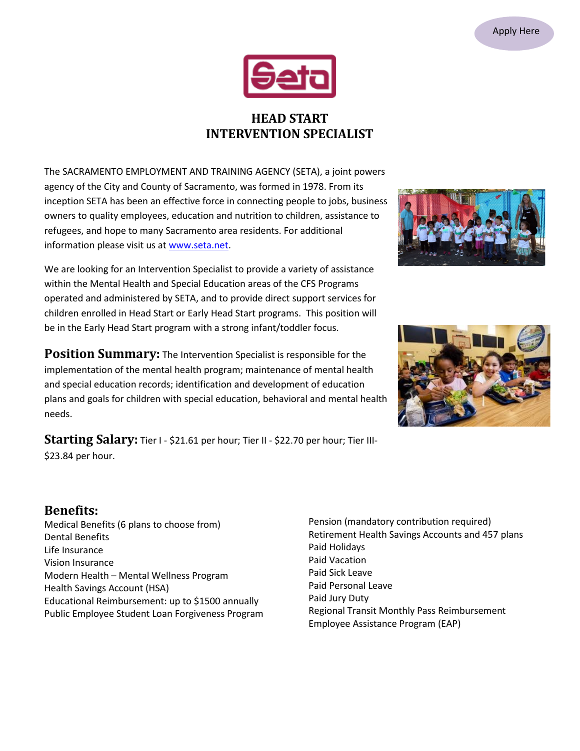Apply Here

Seta

# HEAD START INTERVENTION SPECIALIST

The SACRAMENTO EMPLOYMENT AND TRAINING AGENCY (SETA), a joint powers agency of the City and County of Sacramento, was formed in 1978. From its inception SETA has been an effective force in connecting people to jobs, business owners to quality employees, education and nutrition to children, assistance to refugees, and hope to many Sacramento area residents. For additional information please visit us at www.seta.net.

We are looking for an Intervention Specialist to provide a variety of assistance within the Mental Health and Special Education areas of the CFS Programs operated and administered by SETA, and to provide direct support services for children enrolled in Head Start or Early Head Start programs. This position will be in the Early Head Start program with a strong infant/toddler focus.

**Position Summary:** The Intervention Specialist is responsible for the implementation of the mental health program; maintenance of mental health and special education records; identification and development of education plans and goals for children with special education, behavioral and mental health needs.

**Starting Salary:** Tier I - $21.61 per hour; Tier II - $22.70 per hour; Tier III- $23.84 per hour.

## Benefits:

Medical Benefits (6 plans to choose from)
Dental Benefits
Life Insurance
Vision Insurance
Modern Health – Mental Wellness Program
Health Savings Account (HSA)
Educational Reimbursement: up to $1500 annually
Public Employee Student Loan Forgiveness Program
Pension (mandatory contribution required)
Retirement Health Savings Accounts and 457 plans
Paid Holidays
Paid Vacation
Paid Sick Leave
Paid Personal Leave
Paid Jury Duty
Regional Transit Monthly Pass Reimbursement
Employee Assistance Program (EAP)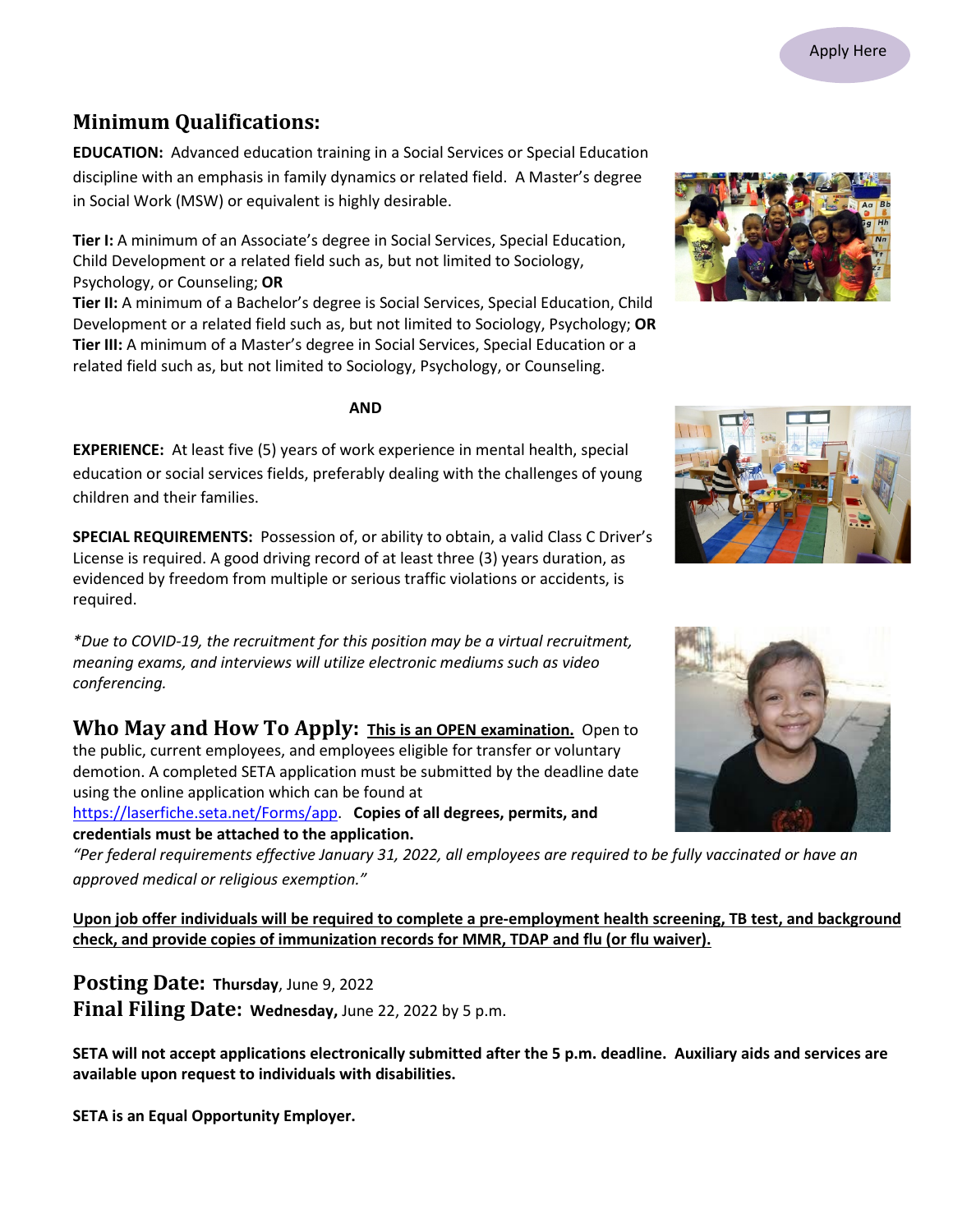Apply Here

## Minimum Qualifications:

**EDUCATION:** Advanced education training in a Social Services or Special Education discipline with an emphasis in family dynamics or related field. A Master's degree in Social Work (MSW) or equivalent is highly desirable.

**Tier I:** A minimum of an Associate's degree in Social Services, Special Education, Child Development or a related field such as, but not limited to Sociology, Psychology, or Counseling; **OR**
**Tier II:** A minimum of a Bachelor's degree is Social Services, Special Education, Child Development or a related field such as, but not limited to Sociology, Psychology; **OR**
**Tier III:** A minimum of a Master's degree in Social Services, Special Education or a related field such as, but not limited to Sociology, Psychology, or Counseling.

**AND**

**EXPERIENCE:** At least five (5) years of work experience in mental health, special education or social services fields, preferably dealing with the challenges of young children and their families.

**SPECIAL REQUIREMENTS:** Possession of, or ability to obtain, a valid Class C Driver's License is required. A good driving record of at least three (3) years duration, as evidenced by freedom from multiple or serious traffic violations or accidents, is required.

*\*Due to COVID-19, the recruitment for this position may be a virtual recruitment, meaning exams, and interviews will utilize electronic mediums such as video conferencing.*

## Who May and How To Apply:

**This is an OPEN examination.** Open to the public, current employees, and employees eligible for transfer or voluntary demotion. A completed SETA application must be submitted by the deadline date using the online application which can be found at https://laserfiche.seta.net/Forms/app. **Copies of all degrees, permits, and credentials must be attached to the application.**

*"Per federal requirements effective January 31, 2022, all employees are required to be fully vaccinated or have an approved medical or religious exemption."*

**Upon job offer individuals will be required to complete a pre-employment health screening, TB test, and background check, and provide copies of immunization records for MMR, TDAP and flu (or flu waiver).**

**Posting Date:** **Thursday**, June 9, 2022
**Final Filing Date:** **Wednesday,** June 22, 2022 by 5 p.m.

**SETA will not accept applications electronically submitted after the 5 p.m. deadline. Auxiliary aids and services are available upon request to individuals with disabilities.**

**SETA is an Equal Opportunity Employer.**